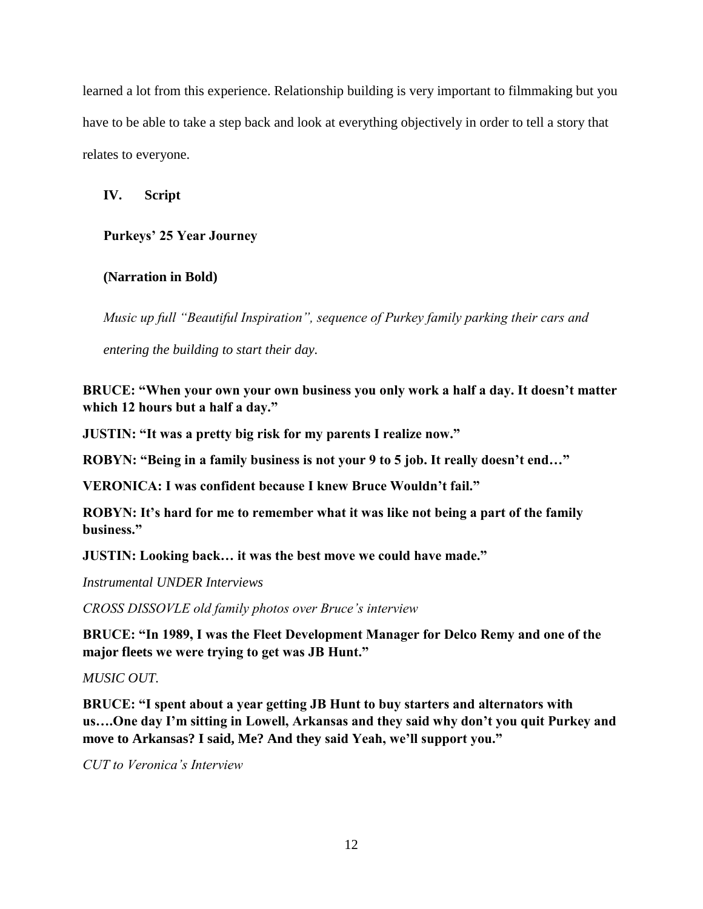learned a lot from this experience. Relationship building is very important to filmmaking but you have to be able to take a step back and look at everything objectively in order to tell a story that relates to everyone.

## IV. Script

**Purkeys' 25 Year Journey**

**(Narration in Bold)**

*Music up full "Beautiful Inspiration", sequence of Purkey family parking their cars and entering the building to start their day.*

**BRUCE: "When your own your own business you only work a half a day. It doesn't matter which 12 hours but a half a day."**

**JUSTIN: "It was a pretty big risk for my parents I realize now."**

**ROBYN: "Being in a family business is not your 9 to 5 job. It really doesn't end…"**

**VERONICA: I was confident because I knew Bruce Wouldn't fail."**

**ROBYN: It's hard for me to remember what it was like not being a part of the family business."**

**JUSTIN: Looking back… it was the best move we could have made."**

*Instrumental UNDER Interviews*

*CROSS DISSOVLE old family photos over Bruce's interview*

**BRUCE: "In 1989, I was the Fleet Development Manager for Delco Remy and one of the major fleets we were trying to get was JB Hunt."**

*MUSIC OUT.*

**BRUCE: "I spent about a year getting JB Hunt to buy starters and alternators with us….One day I'm sitting in Lowell, Arkansas and they said why don't you quit Purkey and move to Arkansas? I said, Me? And they said Yeah, we'll support you."**

*CUT to Veronica's Interview*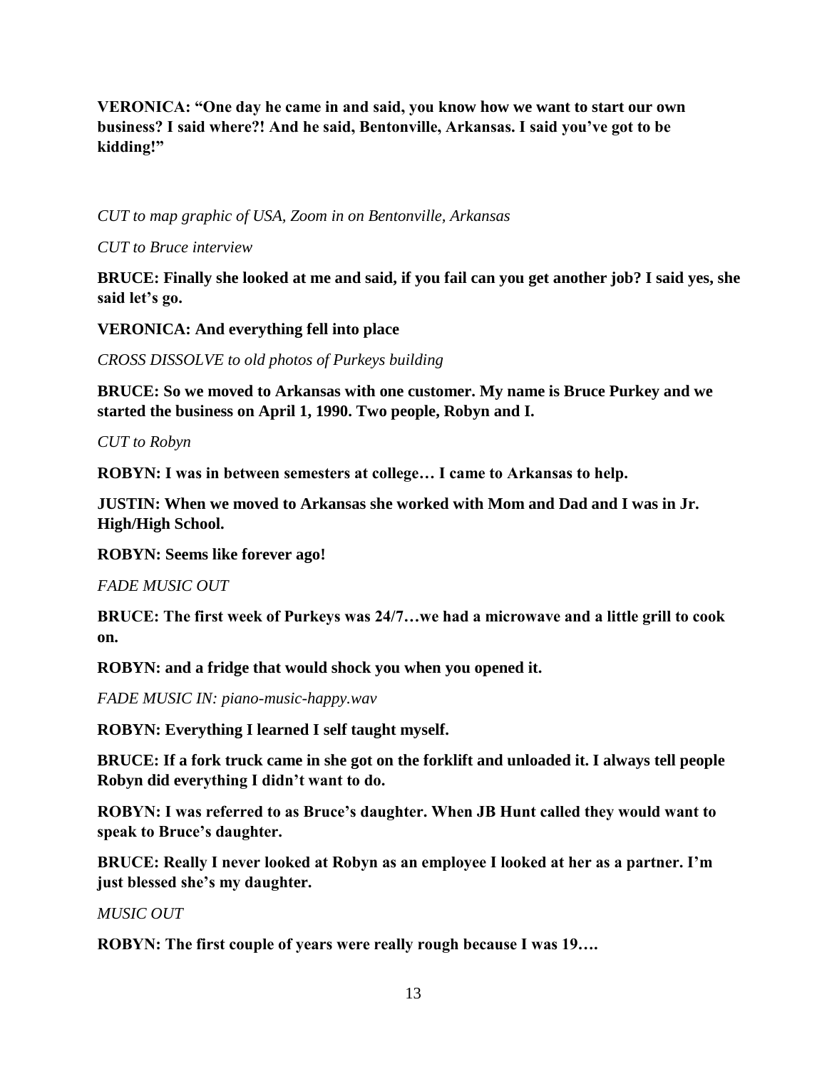**VERONICA: "One day he came in and said, you know how we want to start our own business? I said where?! And he said, Bentonville, Arkansas. I said you've got to be kidding!"**

*CUT to map graphic of USA, Zoom in on Bentonville, Arkansas*

*CUT to Bruce interview*

**BRUCE: Finally she looked at me and said, if you fail can you get another job? I said yes, she said let's go.**

**VERONICA: And everything fell into place**

*CROSS DISSOLVE to old photos of Purkeys building*

**BRUCE: So we moved to Arkansas with one customer. My name is Bruce Purkey and we started the business on April 1, 1990. Two people, Robyn and I.**

*CUT to Robyn*

**ROBYN: I was in between semesters at college… I came to Arkansas to help.**

**JUSTIN: When we moved to Arkansas she worked with Mom and Dad and I was in Jr. High/High School.**

**ROBYN: Seems like forever ago!**

*FADE MUSIC OUT*

**BRUCE: The first week of Purkeys was 24/7…we had a microwave and a little grill to cook on.**

**ROBYN: and a fridge that would shock you when you opened it.**

*FADE MUSIC IN: piano-music-happy.wav*

**ROBYN: Everything I learned I self taught myself.**

**BRUCE: If a fork truck came in she got on the forklift and unloaded it. I always tell people Robyn did everything I didn't want to do.**

**ROBYN: I was referred to as Bruce's daughter. When JB Hunt called they would want to speak to Bruce's daughter.**

**BRUCE: Really I never looked at Robyn as an employee I looked at her as a partner. I'm just blessed she's my daughter.**

*MUSIC OUT*

**ROBYN: The first couple of years were really rough because I was 19….**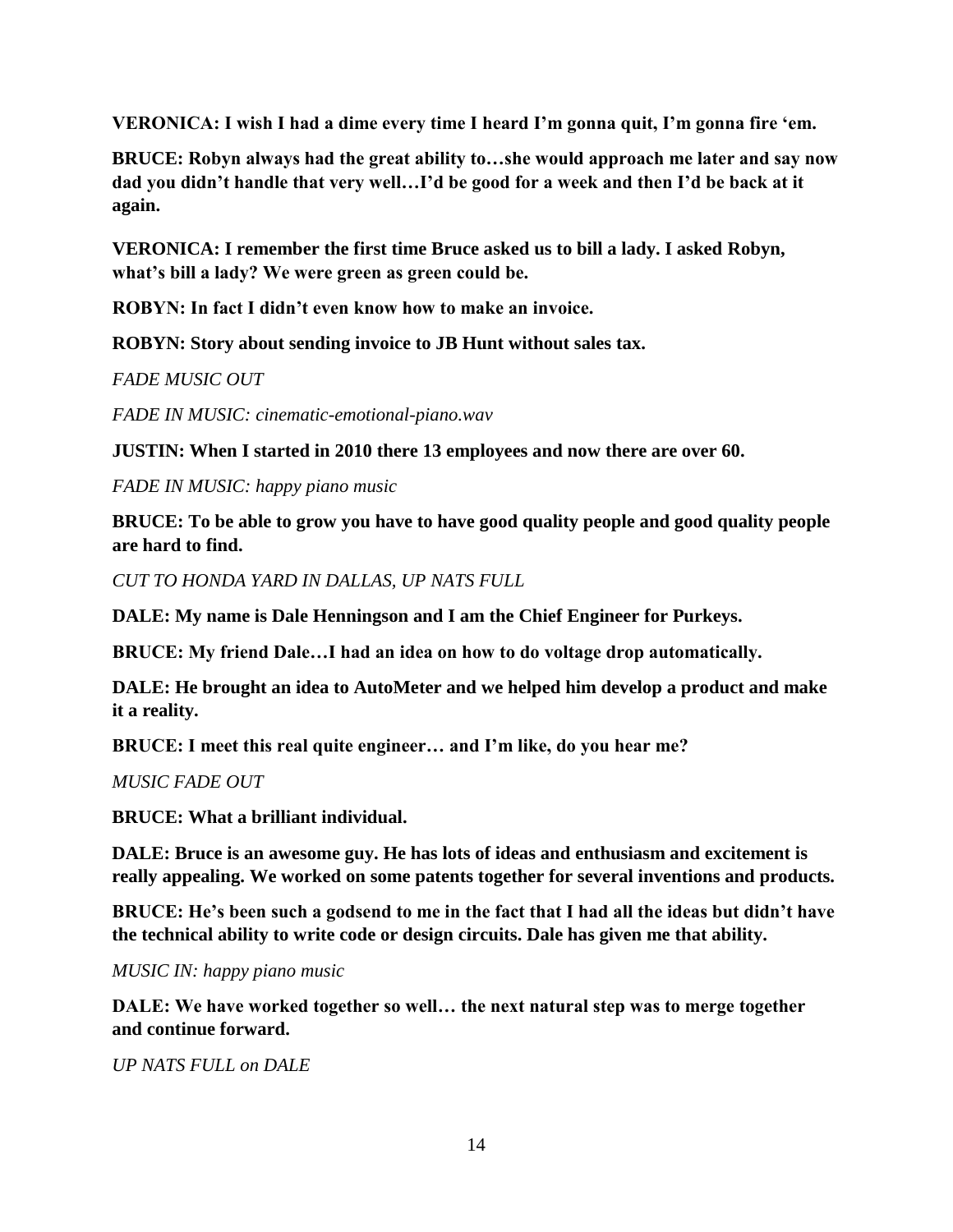**VERONICA: I wish I had a dime every time I heard I'm gonna quit, I'm gonna fire 'em.**

**BRUCE: Robyn always had the great ability to…she would approach me later and say now dad you didn't handle that very well…I'd be good for a week and then I'd be back at it again.**

**VERONICA: I remember the first time Bruce asked us to bill a lady. I asked Robyn, what's bill a lady? We were green as green could be.**

**ROBYN: In fact I didn't even know how to make an invoice.**

**ROBYN: Story about sending invoice to JB Hunt without sales tax.**

*FADE MUSIC OUT*

*FADE IN MUSIC: cinematic-emotional-piano.wav*

**JUSTIN: When I started in 2010 there 13 employees and now there are over 60.**

*FADE IN MUSIC: happy piano music*

**BRUCE: To be able to grow you have to have good quality people and good quality people are hard to find.**

*CUT TO HONDA YARD IN DALLAS, UP NATS FULL*

**DALE: My name is Dale Henningson and I am the Chief Engineer for Purkeys.**

**BRUCE: My friend Dale…I had an idea on how to do voltage drop automatically.**

**DALE: He brought an idea to AutoMeter and we helped him develop a product and make it a reality.**

**BRUCE: I meet this real quite engineer… and I'm like, do you hear me?**

*MUSIC FADE OUT*

**BRUCE: What a brilliant individual.**

**DALE: Bruce is an awesome guy. He has lots of ideas and enthusiasm and excitement is really appealing. We worked on some patents together for several inventions and products.**

**BRUCE: He's been such a godsend to me in the fact that I had all the ideas but didn't have the technical ability to write code or design circuits. Dale has given me that ability.**

*MUSIC IN: happy piano music*

**DALE: We have worked together so well… the next natural step was to merge together and continue forward.**

*UP NATS FULL on DALE*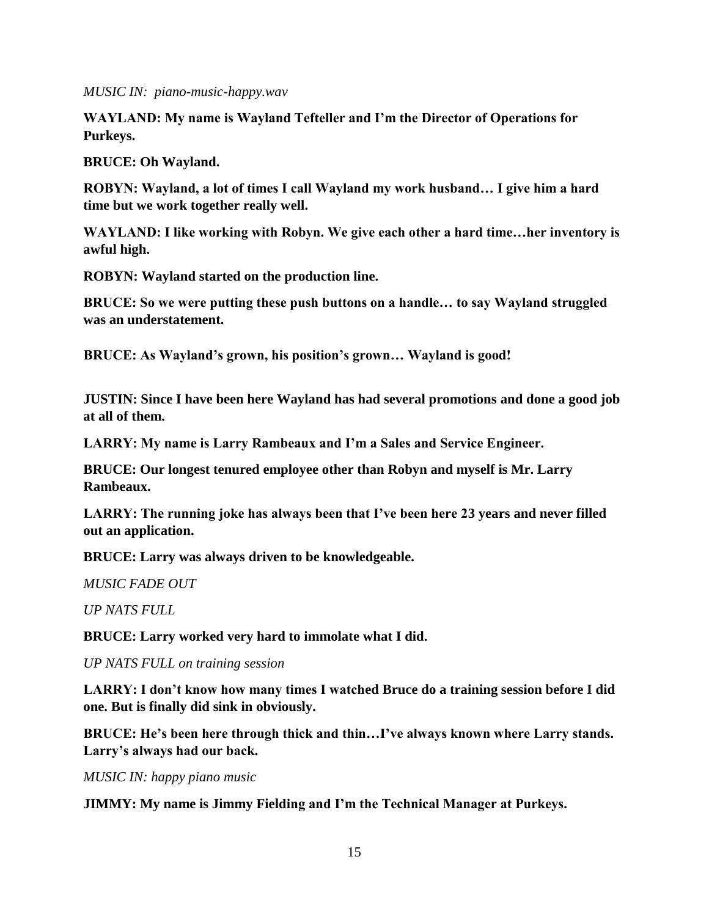*MUSIC IN: piano-music-happy.wav*

**WAYLAND: My name is Wayland Tefteller and I'm the Director of Operations for Purkeys.**

**BRUCE: Oh Wayland.**

**ROBYN: Wayland, a lot of times I call Wayland my work husband… I give him a hard time but we work together really well.**

**WAYLAND: I like working with Robyn. We give each other a hard time…her inventory is awful high.**

**ROBYN: Wayland started on the production line.**

**BRUCE: So we were putting these push buttons on a handle… to say Wayland struggled was an understatement.**

**BRUCE: As Wayland's grown, his position's grown… Wayland is good!**

**JUSTIN: Since I have been here Wayland has had several promotions and done a good job at all of them.**

**LARRY: My name is Larry Rambeaux and I'm a Sales and Service Engineer.**

**BRUCE: Our longest tenured employee other than Robyn and myself is Mr. Larry Rambeaux.**

**LARRY: The running joke has always been that I've been here 23 years and never filled out an application.**

**BRUCE: Larry was always driven to be knowledgeable.**

*MUSIC FADE OUT*

*UP NATS FULL*

**BRUCE: Larry worked very hard to immolate what I did.**

*UP NATS FULL on training session*

**LARRY: I don't know how many times I watched Bruce do a training session before I did one. But is finally did sink in obviously.**

**BRUCE: He's been here through thick and thin…I've always known where Larry stands. Larry's always had our back.**

*MUSIC IN: happy piano music*

**JIMMY: My name is Jimmy Fielding and I'm the Technical Manager at Purkeys.**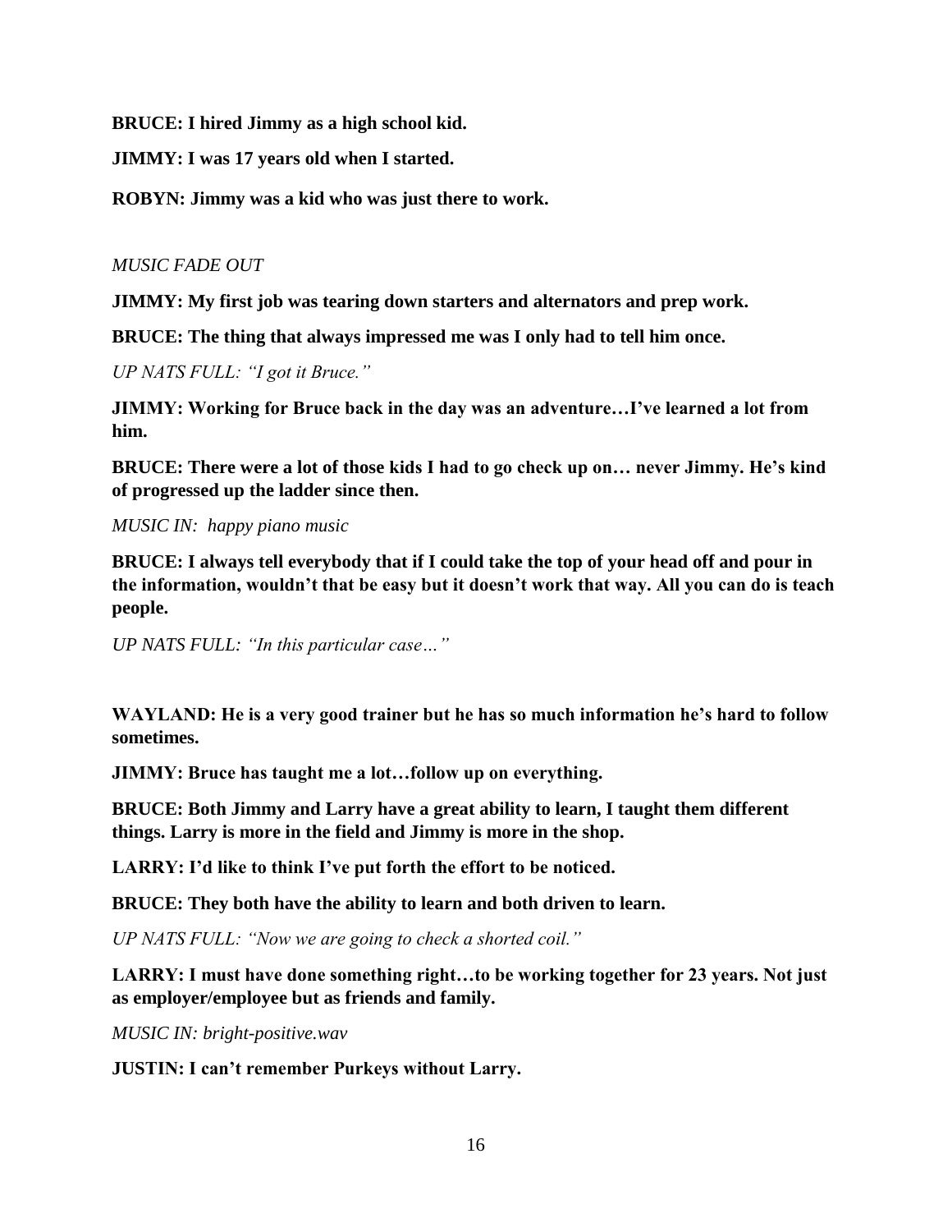**BRUCE: I hired Jimmy as a high school kid.**

**JIMMY: I was 17 years old when I started.**

**ROBYN: Jimmy was a kid who was just there to work.**

*MUSIC FADE OUT*

**JIMMY: My first job was tearing down starters and alternators and prep work.**

**BRUCE: The thing that always impressed me was I only had to tell him once.**

*UP NATS FULL: "I got it Bruce."*

**JIMMY: Working for Bruce back in the day was an adventure…I've learned a lot from him.**

**BRUCE: There were a lot of those kids I had to go check up on… never Jimmy. He's kind of progressed up the ladder since then.**

*MUSIC IN: happy piano music*

**BRUCE: I always tell everybody that if I could take the top of your head off and pour in the information, wouldn't that be easy but it doesn't work that way. All you can do is teach people.**

*UP NATS FULL: "In this particular case…"*

**WAYLAND: He is a very good trainer but he has so much information he's hard to follow sometimes.**

**JIMMY: Bruce has taught me a lot…follow up on everything.**

**BRUCE: Both Jimmy and Larry have a great ability to learn, I taught them different things. Larry is more in the field and Jimmy is more in the shop.**

**LARRY: I'd like to think I've put forth the effort to be noticed.**

**BRUCE: They both have the ability to learn and both driven to learn.**

*UP NATS FULL: "Now we are going to check a shorted coil."*

**LARRY: I must have done something right…to be working together for 23 years. Not just as employer/employee but as friends and family.**

*MUSIC IN: bright-positive.wav*

**JUSTIN: I can't remember Purkeys without Larry.**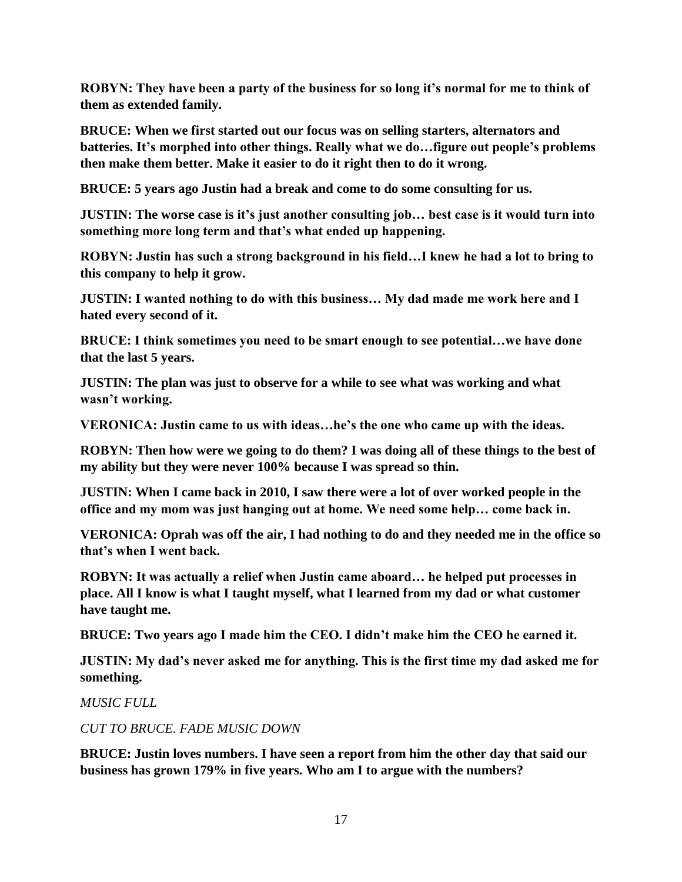**ROBYN: They have been a party of the business for so long it's normal for me to think of them as extended family.**

**BRUCE: When we first started out our focus was on selling starters, alternators and batteries. It's morphed into other things. Really what we do…figure out people's problems then make them better. Make it easier to do it right then to do it wrong.**

**BRUCE: 5 years ago Justin had a break and come to do some consulting for us.**

**JUSTIN: The worse case is it's just another consulting job… best case is it would turn into something more long term and that's what ended up happening.**

**ROBYN: Justin has such a strong background in his field…I knew he had a lot to bring to this company to help it grow.**

**JUSTIN: I wanted nothing to do with this business… My dad made me work here and I hated every second of it.**

**BRUCE: I think sometimes you need to be smart enough to see potential…we have done that the last 5 years.**

**JUSTIN: The plan was just to observe for a while to see what was working and what wasn't working.**

**VERONICA: Justin came to us with ideas…he's the one who came up with the ideas.**

**ROBYN: Then how were we going to do them? I was doing all of these things to the best of my ability but they were never 100% because I was spread so thin.**

**JUSTIN: When I came back in 2010, I saw there were a lot of over worked people in the office and my mom was just hanging out at home. We need some help… come back in.**

**VERONICA: Oprah was off the air, I had nothing to do and they needed me in the office so that's when I went back.**

**ROBYN: It was actually a relief when Justin came aboard… he helped put processes in place. All I know is what I taught myself, what I learned from my dad or what customer have taught me.**

**BRUCE: Two years ago I made him the CEO. I didn't make him the CEO he earned it.**

**JUSTIN: My dad's never asked me for anything. This is the first time my dad asked me for something.**

*MUSIC FULL*

*CUT TO BRUCE. FADE MUSIC DOWN*

**BRUCE: Justin loves numbers. I have seen a report from him the other day that said our business has grown 179% in five years. Who am I to argue with the numbers?**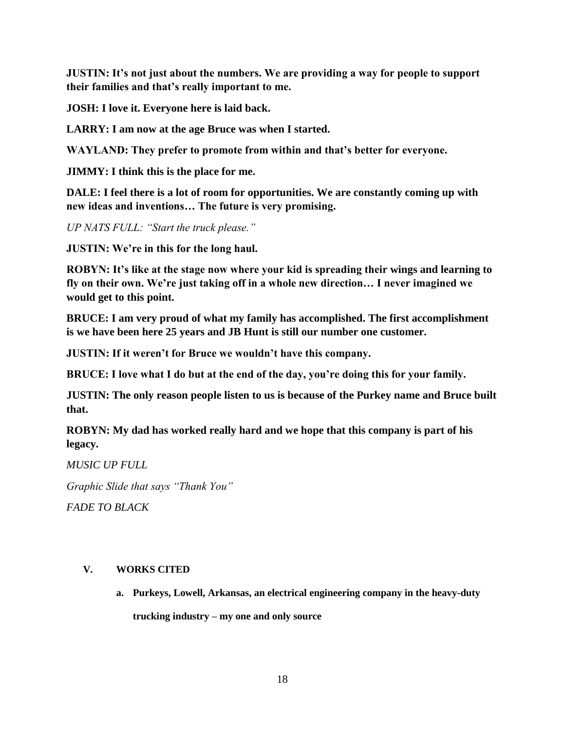**JUSTIN: It's not just about the numbers. We are providing a way for people to support their families and that's really important to me.**

**JOSH: I love it. Everyone here is laid back.**

**LARRY: I am now at the age Bruce was when I started.**

**WAYLAND: They prefer to promote from within and that's better for everyone.**

**JIMMY: I think this is the place for me.**

**DALE: I feel there is a lot of room for opportunities. We are constantly coming up with new ideas and inventions… The future is very promising.**

*UP NATS FULL: "Start the truck please."*

**JUSTIN: We're in this for the long haul.**

**ROBYN: It's like at the stage now where your kid is spreading their wings and learning to fly on their own. We're just taking off in a whole new direction… I never imagined we would get to this point.**

**BRUCE: I am very proud of what my family has accomplished. The first accomplishment is we have been here 25 years and JB Hunt is still our number one customer.**

**JUSTIN: If it weren't for Bruce we wouldn't have this company.**

**BRUCE: I love what I do but at the end of the day, you're doing this for your family.**

**JUSTIN: The only reason people listen to us is because of the Purkey name and Bruce built that.**

**ROBYN: My dad has worked really hard and we hope that this company is part of his legacy.**

*MUSIC UP FULL*

*Graphic Slide that says "Thank You"*

*FADE TO BLACK*

## V. WORKS CITED

**a. Purkeys, Lowell, Arkansas, an electrical engineering company in the heavy-duty trucking industry – my one and only source**